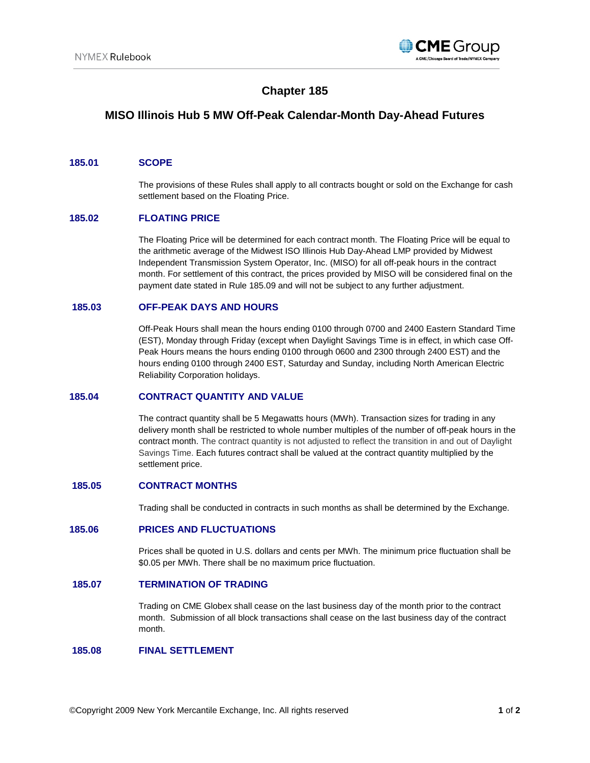# Chapter 185

## MISO Illinois Hub 5 MW Off-Peak Calendar-Month Day-Ahead Futures

### 185.01 SCOPE

The provisions of these Rules shall apply to all contracts bought or sold on the Exchange for cash settlement based on the Floating Price.

### 185.02 FLOATING PRICE

The Floating Price will be determined for each contract month. The Floating Price will be equal to the arithmetic average of the Midwest ISO Illinois Hub Day-Ahead LMP provided by Midwest Independent Transmission System Operator, Inc. (MISO) for all off-peak hours in the contract month. For settlement of this contract, the prices provided by MISO will be considered final on the payment date stated in Rule 185.09 and will not be subject to any further adjustment.

### 185.03 OFF-PEAK DAYS AND HOURS

Off-Peak Hours shall mean the hours ending 0100 through 0700 and 2400 Eastern Standard Time (EST), Monday through Friday (except when Daylight Savings Time is in effect, in which case Off-Peak Hours means the hours ending 0100 through 0600 and 2300 through 2400 EST) and the hours ending 0100 through 2400 EST, Saturday and Sunday, including North American Electric Reliability Corporation holidays.

### 185.04 CONTRACT QUANTITY AND VALUE

The contract quantity shall be 5 Megawatts hours (MWh). Transaction sizes for trading in any delivery month shall be restricted to whole number multiples of the number of off-peak hours in the contract month. The contract quantity is not adjusted to reflect the transition in and out of Daylight Savings Time. Each futures contract shall be valued at the contract quantity multiplied by the settlement price.

### 185.05 CONTRACT MONTHS

Trading shall be conducted in contracts in such months as shall be determined by the Exchange.

### 185.06 PRICES AND FLUCTUATIONS

Prices shall be quoted in U.S. dollars and cents per MWh. The minimum price fluctuation shall be $0.05 per MWh. There shall be no maximum price fluctuation.

### 185.07 TERMINATION OF TRADING

Trading on CME Globex shall cease on the last business day of the month prior to the contract month. Submission of all block transactions shall cease on the last business day of the contract month.

### 185.08 FINAL SETTLEMENT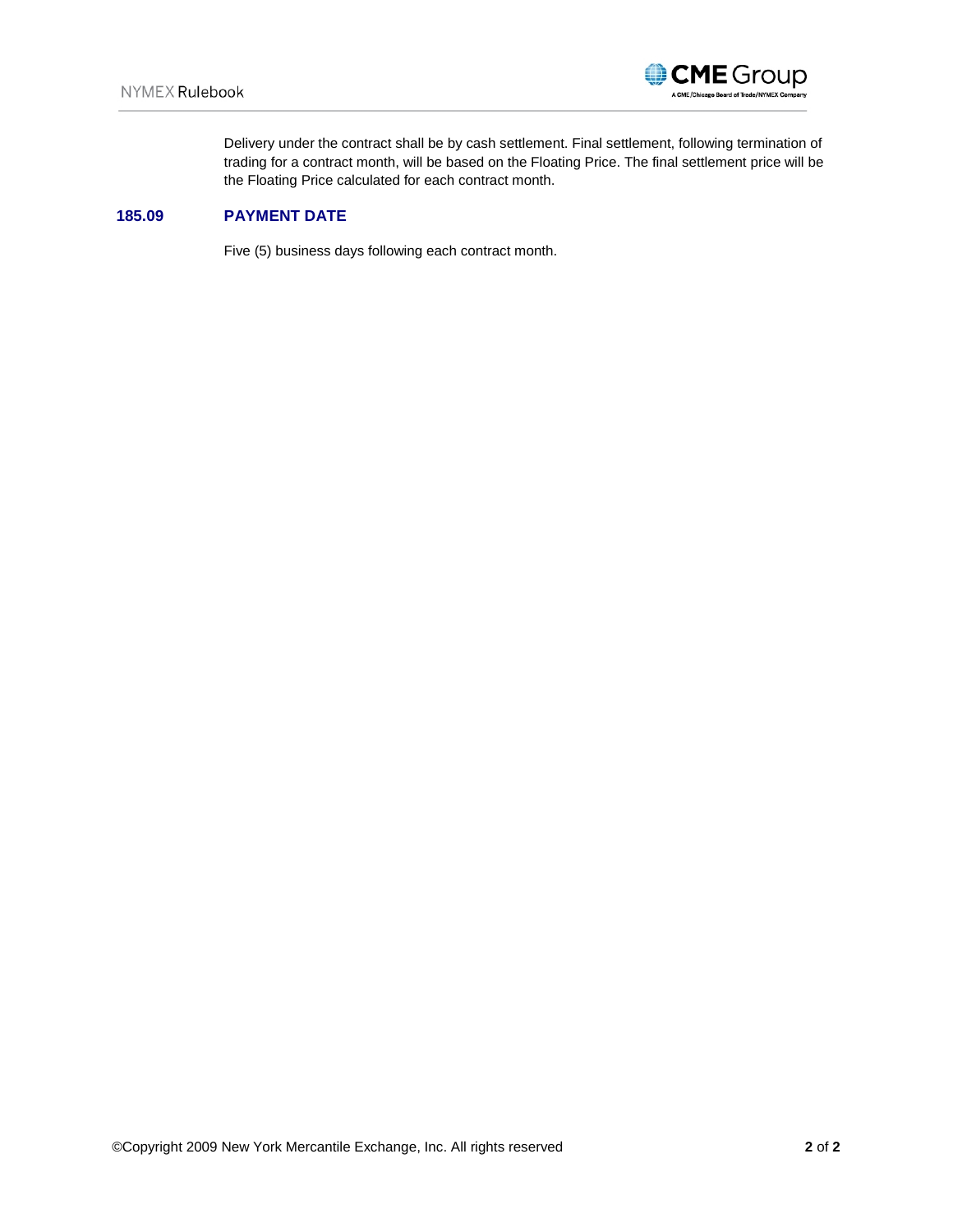Delivery under the contract shall be by cash settlement. Final settlement, following termination of trading for a contract month, will be based on the Floating Price. The final settlement price will be the Floating Price calculated for each contract month.

## 185.09 PAYMENT DATE

Five (5) business days following each contract month.